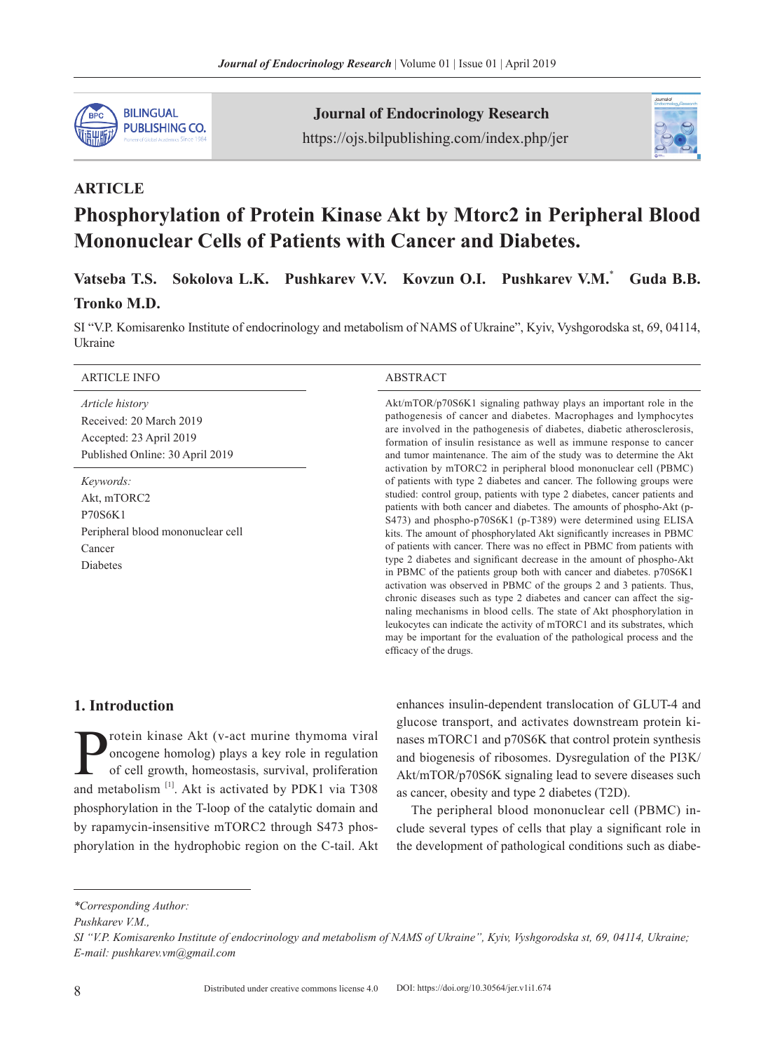## ARTICLE

# Phosphorylation of Protein Kinase Akt by Mtorc2 in Peripheral Blood Mononuclear Cells of Patients with Cancer and Diabetes.

**Vatseba T.S. Sokolova L.K. Pushkarev V.V. Kovzun O.I. Pushkarev V.M.* Guda B.B. Tronko M.D.**

SI "V.P. Komisarenko Institute of endocrinology and metabolism of NAMS of Ukraine", Kyiv, Vyshgorodska st, 69, 04114, Ukraine

**ARTICLE INFO**

*Article history*

Received: 20 March 2019

Accepted: 23 April 2019

Published Online: 30 April 2019

*Keywords:*

Akt, mTORC2

P70S6K1

Peripheral blood mononuclear cell

Cancer

Diabetes

**ABSTRACT**

Akt/mTOR/p70S6K1 signaling pathway plays an important role in the pathogenesis of cancer and diabetes. Macrophages and lymphocytes are involved in the pathogenesis of diabetes, diabetic atherosclerosis, formation of insulin resistance as well as immune response to cancer and tumor maintenance. The aim of the study was to determine the Akt activation by mTORC2 in peripheral blood mononuclear cell (PBMC) of patients with type 2 diabetes and cancer. The following groups were studied: control group, patients with type 2 diabetes, cancer patients and patients with both cancer and diabetes. The amounts of phospho-Akt (p-S473) and phospho-p70S6K1 (p-T389) were determined using ELISA kits. The amount of phosphorylated Akt significantly increases in PBMC of patients with cancer. There was no effect in PBMC from patients with type 2 diabetes and significant decrease in the amount of phospho-Akt in PBMC of the patients group both with cancer and diabetes. p70S6K1 activation was observed in PBMC of the groups 2 and 3 patients. Thus, chronic diseases such as type 2 diabetes and cancer can affect the signaling mechanisms in blood cells. The state of Akt phosphorylation in leukocytes can indicate the activity of mTORC1 and its substrates, which may be important for the evaluation of the pathological process and the efficacy of the drugs.

## 1. Introduction

Protein kinase Akt (v-act murine thymoma viral oncogene homolog) plays a key role in regulation of cell growth, homeostasis, survival, proliferation and metabolism [1]. Akt is activated by PDK1 via T308 phosphorylation in the T-loop of the catalytic domain and by rapamycin-insensitive mTORC2 through S473 phosphorylation in the hydrophobic region on the C-tail. Akt enhances insulin-dependent translocation of GLUT-4 and glucose transport, and activates downstream protein kinases mTORC1 and p70S6K that control protein synthesis and biogenesis of ribosomes. Dysregulation of the PI3K/Akt/mTOR/p70S6K signaling lead to severe diseases such as cancer, obesity and type 2 diabetes (T2D).

The peripheral blood mononuclear cell (PBMC) include several types of cells that play a significant role in the development of pathological conditions such as diabe-

*\*Corresponding Author:*

*Pushkarev V.M.,*

*SI "V.P. Komisarenko Institute of endocrinology and metabolism of NAMS of Ukraine", Kyiv, Vyshgorodska st, 69, 04114, Ukraine;*

*E-mail: pushkarev.vm@gmail.com*

Distributed under creative commons license 4.0 DOI: https://doi.org/10.30564/jer.v1i1.674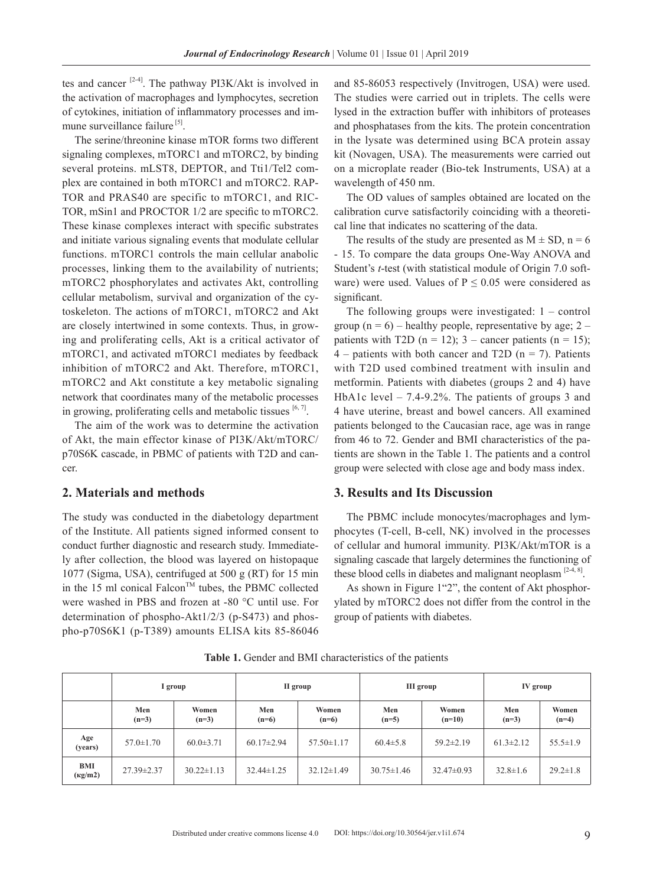tes and cancer [2-4]. The pathway PI3K/Akt is involved in the activation of macrophages and lymphocytes, secretion of cytokines, initiation of inflammatory processes and immune surveillance failure [5].

The serine/threonine kinase mTOR forms two different signaling complexes, mTORC1 and mTORC2, by binding several proteins. mLST8, DEPTOR, and Tti1/Tel2 complex are contained in both mTORC1 and mTORC2. RAPTOR and PRAS40 are specific to mTORC1, and RICTOR, mSin1 and PROCTOR 1/2 are specific to mTORC2. These kinase complexes interact with specific substrates and initiate various signaling events that modulate cellular functions. mTORC1 controls the main cellular anabolic processes, linking them to the availability of nutrients; mTORC2 phosphorylates and activates Akt, controlling cellular metabolism, survival and organization of the cytoskeleton. The actions of mTORC1, mTORC2 and Akt are closely intertwined in some contexts. Thus, in growing and proliferating cells, Akt is a critical activator of mTORC1, and activated mTORC1 mediates by feedback inhibition of mTORC2 and Akt. Therefore, mTORC1, mTORC2 and Akt constitute a key metabolic signaling network that coordinates many of the metabolic processes in growing, proliferating cells and metabolic tissues [6, 7].

The aim of the work was to determine the activation of Akt, the main effector kinase of PI3K/Akt/mTORC/p70S6K cascade, in PBMC of patients with T2D and cancer.

## 2. Materials and methods

The study was conducted in the diabetology department of the Institute. All patients signed informed consent to conduct further diagnostic and research study. Immediately after collection, the blood was layered on histopaque 1077 (Sigma, USA), centrifuged at 500 g (RT) for 15 min in the 15 ml conical Falcon™ tubes, the PBMC collected were washed in PBS and frozen at -80 °C until use. For determination of phospho-Akt1/2/3 (p-S473) and phospho-p70S6K1 (p-T389) amounts ELISA kits 85-86046 and 85-86053 respectively (Invitrogen, USA) were used. The studies were carried out in triplets. The cells were lysed in the extraction buffer with inhibitors of proteases and phosphatases from the kits. The protein concentration in the lysate was determined using BCA protein assay kit (Novagen, USA). The measurements were carried out on a microplate reader (Bio-tek Instruments, USA) at a wavelength of 450 nm.

The OD values of samples obtained are located on the calibration curve satisfactorily coinciding with a theoretical line that indicates no scattering of the data.

The results of the study are presented as $M \pm SD$, $n = 6 - 15$. To compare the data groups One-Way ANOVA and Student's *t*-test (with statistical module of Origin 7.0 software) were used. Values of $P \leq 0.05$ were considered as significant.

The following groups were investigated: 1 – control group ($n = 6$) – healthy people, representative by age; 2 – patients with T2D ($n = 12$); 3 – cancer patients ($n = 15$); 4 – patients with both cancer and T2D ($n = 7$). Patients with T2D used combined treatment with insulin and metformin. Patients with diabetes (groups 2 and 4) have HbA1c level – 7.4-9.2%. The patients of groups 3 and 4 have uterine, breast and bowel cancers. All examined patients belonged to the Caucasian race, age was in range from 46 to 72. Gender and BMI characteristics of the patients are shown in the Table 1. The patients and a control group were selected with close age and body mass index.

## 3. Results and Its Discussion

The PBMC include monocytes/macrophages and lymphocytes (T-cell, B-cell, NK) involved in the processes of cellular and humoral immunity. PI3K/Akt/mTOR is a signaling cascade that largely determines the functioning of these blood cells in diabetes and malignant neoplasm [2-4, 8].

As shown in Figure 1"2", the content of Akt phosphorylated by mTORC2 does not differ from the control in the group of patients with diabetes.

**Table 1.** Gender and BMI characteristics of the patients

| | I group | | II group | | III group | | IV group | |
|---|---|---|---|---|---|---|---|---|
| | Men (n=3) | Women (n=3) | Men (n=6) | Women (n=6) | Men (n=5) | Women (n=10) | Men (n=3) | Women (n=4) |
| Age (years) | 57.0±1.70 | 60.0±3.71 | 60.17±2.94 | 57.50±1.17 | 60.4±5.8 | 59.2±2.19 | 61.3±2.12 | 55.5±1.9 |
| BMI (кg/m2) | 27.39±2.37 | 30.22±1.13 | 32.44±1.25 | 32.12±1.49 | 30.75±1.46 | 32.47±0.93 | 32.8±1.6 | 29.2±1.8 |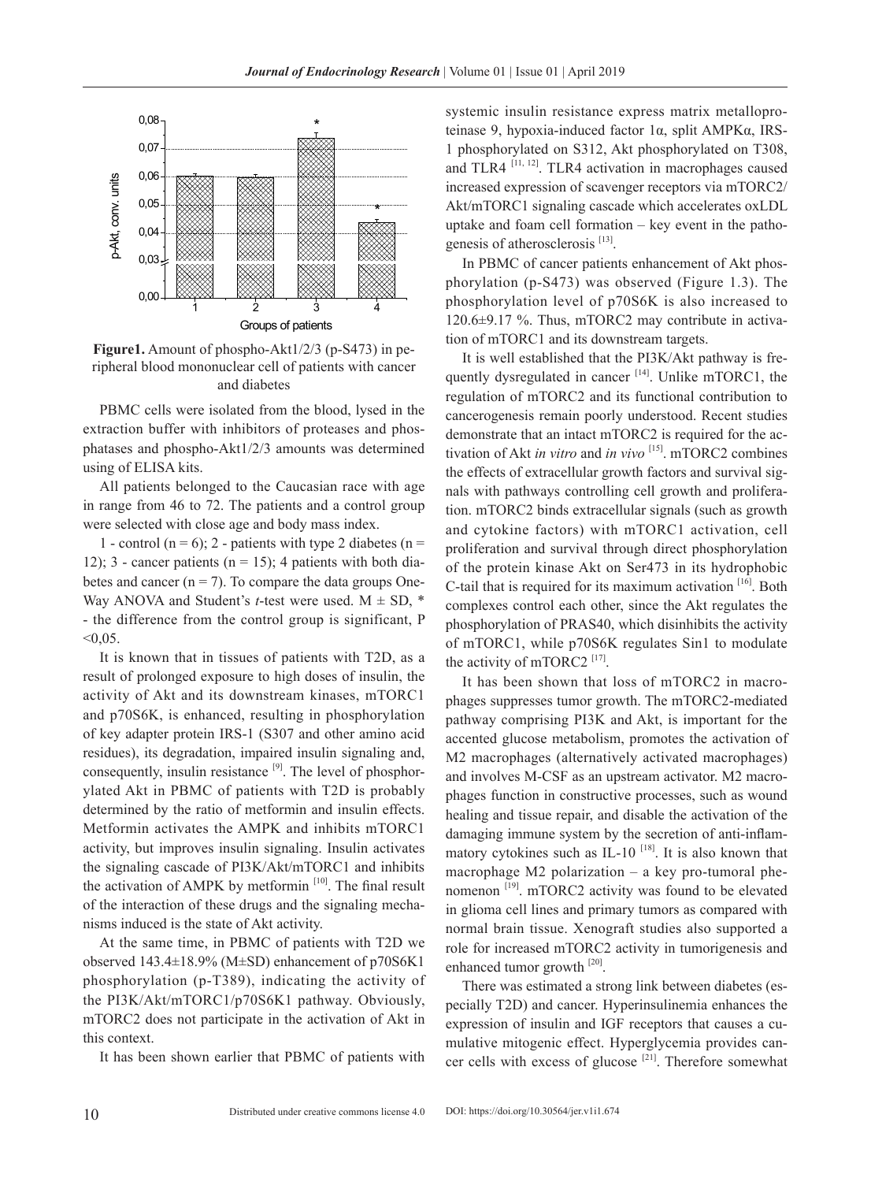**Figure1.** Amount of phospho-Akt1/2/3 (p-S473) in peripheral blood mononuclear cell of patients with cancer and diabetes

PBMC cells were isolated from the blood, lysed in the extraction buffer with inhibitors of proteases and phosphatases and phospho-Akt1/2/3 amounts was determined using of ELISA kits.

All patients belonged to the Caucasian race with age in range from 46 to 72. The patients and a control group were selected with close age and body mass index.

1 - control (n = 6); 2 - patients with type 2 diabetes (n = 12); 3 - cancer patients (n = 15); 4 patients with both diabetes and cancer (n = 7). To compare the data groups One-Way ANOVA and Student's *t*-test were used. M ± SD, * - the difference from the control group is significant, P <0,05.

It is known that in tissues of patients with T2D, as a result of prolonged exposure to high doses of insulin, the activity of Akt and its downstream kinases, mTORC1 and p70S6K, is enhanced, resulting in phosphorylation of key adapter protein IRS-1 (S307 and other amino acid residues), its degradation, impaired insulin signaling and, consequently, insulin resistance [9]. The level of phosphorylated Akt in PBMC of patients with T2D is probably determined by the ratio of metformin and insulin effects. Metformin activates the AMPK and inhibits mTORC1 activity, but improves insulin signaling. Insulin activates the signaling cascade of PI3K/Akt/mTORC1 and inhibits the activation of AMPK by metformin [10]. The final result of the interaction of these drugs and the signaling mechanisms induced is the state of Akt activity.

At the same time, in PBMC of patients with T2D we observed 143.4±18.9% (M±SD) enhancement of p70S6K1 phosphorylation (p-T389), indicating the activity of the PI3K/Akt/mTORC1/p70S6K1 pathway. Obviously, mTORC2 does not participate in the activation of Akt in this context.

It has been shown earlier that PBMC of patients with systemic insulin resistance express matrix metalloproteinase 9, hypoxia-induced factor 1α, split AMPKα, IRS-1 phosphorylated on S312, Akt phosphorylated on T308, and TLR4 [11, 12]. TLR4 activation in macrophages caused increased expression of scavenger receptors via mTORC2/Akt/mTORC1 signaling cascade which accelerates oxLDL uptake and foam cell formation – key event in the pathogenesis of atherosclerosis [13].

In PBMC of cancer patients enhancement of Akt phosphorylation (p-S473) was observed (Figure 1.3). The phosphorylation level of p70S6K is also increased to 120.6±9.17 %. Thus, mTORC2 may contribute in activation of mTORC1 and its downstream targets.

It is well established that the PI3K/Akt pathway is frequently dysregulated in cancer [14]. Unlike mTORC1, the regulation of mTORC2 and its functional contribution to cancerogenesis remain poorly understood. Recent studies demonstrate that an intact mTORC2 is required for the activation of Akt *in vitro* and *in vivo* [15]. mTORC2 combines the effects of extracellular growth factors and survival signals with pathways controlling cell growth and proliferation. mTORC2 binds extracellular signals (such as growth and cytokine factors) with mTORC1 activation, cell proliferation and survival through direct phosphorylation of the protein kinase Akt on Ser473 in its hydrophobic C-tail that is required for its maximum activation [16]. Both complexes control each other, since the Akt regulates the phosphorylation of PRAS40, which disinhibits the activity of mTORC1, while p70S6K regulates Sin1 to modulate the activity of mTORC2 [17].

It has been shown that loss of mTORC2 in macrophages suppresses tumor growth. The mTORC2-mediated pathway comprising PI3K and Akt, is important for the accented glucose metabolism, promotes the activation of M2 macrophages (alternatively activated macrophages) and involves M-CSF as an upstream activator. M2 macrophages function in constructive processes, such as wound healing and tissue repair, and disable the activation of the damaging immune system by the secretion of anti-inflammatory cytokines such as IL-10 [18]. It is also known that macrophage M2 polarization – a key pro-tumoral phenomenon [19]. mTORC2 activity was found to be elevated in glioma cell lines and primary tumors as compared with normal brain tissue. Xenograft studies also supported a role for increased mTORC2 activity in tumorigenesis and enhanced tumor growth [20].

There was estimated a strong link between diabetes (especially T2D) and cancer. Hyperinsulinemia enhances the expression of insulin and IGF receptors that causes a cumulative mitogenic effect. Hyperglycemia provides cancer cells with excess of glucose [21]. Therefore somewhat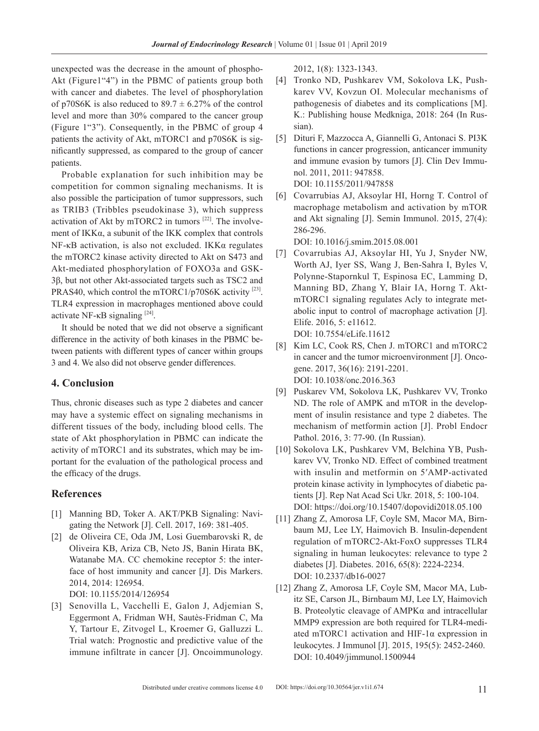unexpected was the decrease in the amount of phospho-Akt (Figure1"4") in the PBMC of patients group both with cancer and diabetes. The level of phosphorylation of p70S6K is also reduced to $89.7 \pm 6.27\%$ of the control level and more than 30% compared to the cancer group (Figure 1"3"). Consequently, in the PBMC of group 4 patients the activity of Akt, mTORC1 and p70S6K is significantly suppressed, as compared to the group of cancer patients.

Probable explanation for such inhibition may be competition for common signaling mechanisms. It is also possible the participation of tumor suppressors, such as TRIB3 (Tribbles pseudokinase 3), which suppress activation of Akt by mTORC2 in tumors [22]. The involvement of IKKα, a subunit of the IKK complex that controls NF-κB activation, is also not excluded. IKKα regulates the mTORC2 kinase activity directed to Akt on S473 and Akt-mediated phosphorylation of FOXO3a and GSK-3β, but not other Akt-associated targets such as TSC2 and PRAS40, which control the mTORC1/p70S6K activity [23]. TLR4 expression in macrophages mentioned above could activate NF-κB signaling [24].

It should be noted that we did not observe a significant difference in the activity of both kinases in the PBMC between patients with different types of cancer within groups 3 and 4. We also did not observe gender differences.

## 4. Conclusion

Thus, chronic diseases such as type 2 diabetes and cancer may have a systemic effect on signaling mechanisms in different tissues of the body, including blood cells. The state of Akt phosphorylation in PBMC can indicate the activity of mTORC1 and its substrates, which may be important for the evaluation of the pathological process and the efficacy of the drugs.

## References

[1] Manning BD, Toker A. AKT/PKB Signaling: Navigating the Network [J]. Cell. 2017, 169: 381-405.

[2] de Oliveira CE, Oda JM, Losi Guembarovski R, de Oliveira KB, Ariza CB, Neto JS, Banin Hirata BK, Watanabe MA. CC chemokine receptor 5: the interface of host immunity and cancer [J]. Dis Markers. 2014, 2014: 126954.
DOI: 10.1155/2014/126954

[3] Senovilla L, Vacchelli E, Galon J, Adjemian S, Eggermont A, Fridman WH, Sautès-Fridman C, Ma Y, Tartour E, Zitvogel L, Kroemer G, Galluzzi L. Trial watch: Prognostic and predictive value of the immune infiltrate in cancer [J]. Oncoimmunology. 2012, 1(8): 1323-1343.

[4] Tronko ND, Pushkarev VM, Sokolova LK, Pushkarev VV, Kovzun OI. Molecular mechanisms of pathogenesis of diabetes and its complications [M]. K.: Publishing house Medkniga, 2018: 264 (In Russian).

[5] Dituri F, Mazzocca A, Giannelli G, Antonaci S. PI3K functions in cancer progression, anticancer immunity and immune evasion by tumors [J]. Clin Dev Immunol. 2011, 2011: 947858.
DOI: 10.1155/2011/947858

[6] Covarrubias AJ, Aksoylar HI, Horng T. Control of macrophage metabolism and activation by mTOR and Akt signaling [J]. Semin Immunol. 2015, 27(4): 286-296.
DOI: 10.1016/j.smim.2015.08.001

[7] Covarrubias AJ, Aksoylar HI, Yu J, Snyder NW, Worth AJ, Iyer SS, Wang J, Ben-Sahra I, Byles V, Polynne-Stapornkul T, Espinosa EC, Lamming D, Manning BD, Zhang Y, Blair IA, Horng T. Akt-mTORC1 signaling regulates Acly to integrate metabolic input to control of macrophage activation [J]. Elife. 2016, 5: e11612.
DOI: 10.7554/eLife.11612

[8] Kim LC, Cook RS, Chen J. mTORC1 and mTORC2 in cancer and the tumor microenvironment [J]. Oncogene. 2017, 36(16): 2191-2201.
DOI: 10.1038/onc.2016.363

[9] Puskarev VM, Sokolova LK, Pushkarev VV, Tronko ND. The role of AMPK and mTOR in the development of insulin resistance and type 2 diabetes. The mechanism of metformin action [J]. Probl Endocr Pathol. 2016, 3: 77-90. (In Russian).

[10] Sokolova LK, Pushkarev VM, Belchina YB, Pushkarev VV, Tronko ND. Effect of combined treatment with insulin and metformin on 5′AMP-activated protein kinase activity in lymphocytes of diabetic patients [J]. Rep Nat Acad Sci Ukr. 2018, 5: 100-104.
DOI: https://doi.org/10.15407/dopovidi2018.05.100

[11] Zhang Z, Amorosa LF, Coyle SM, Macor MA, Birnbaum MJ, Lee LY, Haimovich B. Insulin-dependent regulation of mTORC2-Akt-FoxO suppresses TLR4 signaling in human leukocytes: relevance to type 2 diabetes [J]. Diabetes. 2016, 65(8): 2224-2234.
DOI: 10.2337/db16-0027

[12] Zhang Z, Amorosa LF, Coyle SM, Macor MA, Lubitz SE, Carson JL, Birnbaum MJ, Lee LY, Haimovich B. Proteolytic cleavage of AMPKα and intracellular MMP9 expression are both required for TLR4-mediated mTORC1 activation and HIF-1α expression in leukocytes. J Immunol [J]. 2015, 195(5): 2452-2460.
DOI: 10.4049/jimmunol.1500944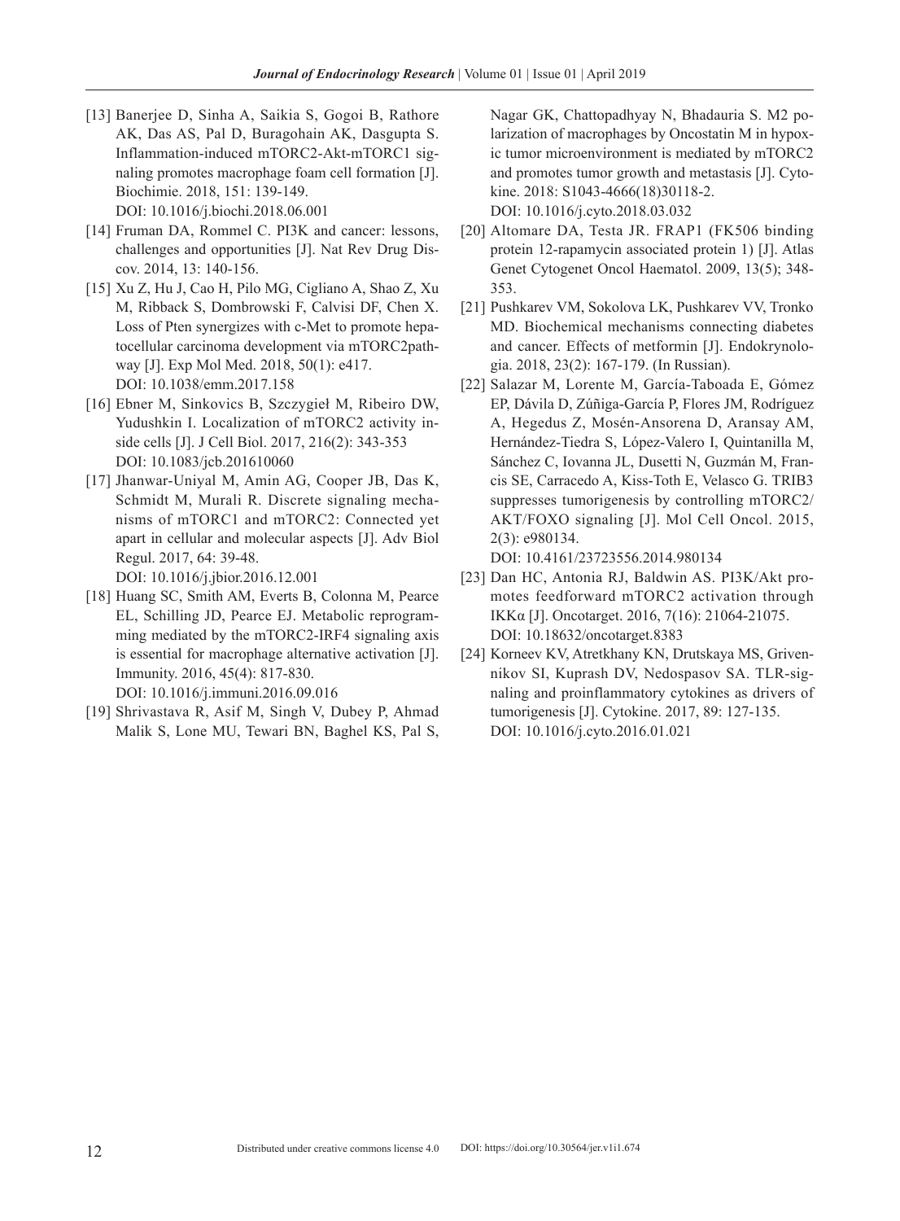[13] Banerjee D, Sinha A, Saikia S, Gogoi B, Rathore AK, Das AS, Pal D, Buragohain AK, Dasgupta S. Inflammation-induced mTORC2-Akt-mTORC1 signaling promotes macrophage foam cell formation [J]. Biochimie. 2018, 151: 139-149.
DOI: 10.1016/j.biochi.2018.06.001

[14] Fruman DA, Rommel C. PI3K and cancer: lessons, challenges and opportunities [J]. Nat Rev Drug Discov. 2014, 13: 140-156.

[15] Xu Z, Hu J, Cao H, Pilo MG, Cigliano A, Shao Z, Xu M, Ribback S, Dombrowski F, Calvisi DF, Chen X. Loss of Pten synergizes with c-Met to promote hepatocellular carcinoma development via mTORC2pathway [J]. Exp Mol Med. 2018, 50(1): e417.
DOI: 10.1038/emm.2017.158

[16] Ebner M, Sinkovics B, Szczygieł M, Ribeiro DW, Yudushkin I. Localization of mTORC2 activity inside cells [J]. J Cell Biol. 2017, 216(2): 343-353
DOI: 10.1083/jcb.201610060

[17] Jhanwar-Uniyal M, Amin AG, Cooper JB, Das K, Schmidt M, Murali R. Discrete signaling mechanisms of mTORC1 and mTORC2: Connected yet apart in cellular and molecular aspects [J]. Adv Biol Regul. 2017, 64: 39-48.
DOI: 10.1016/j.jbior.2016.12.001

[18] Huang SC, Smith AM, Everts B, Colonna M, Pearce EL, Schilling JD, Pearce EJ. Metabolic reprogramming mediated by the mTORC2-IRF4 signaling axis is essential for macrophage alternative activation [J]. Immunity. 2016, 45(4): 817-830.
DOI: 10.1016/j.immuni.2016.09.016

[19] Shrivastava R, Asif M, Singh V, Dubey P, Ahmad Malik S, Lone MU, Tewari BN, Baghel KS, Pal S, Nagar GK, Chattopadhyay N, Bhadauria S. M2 polarization of macrophages by Oncostatin M in hypoxic tumor microenvironment is mediated by mTORC2 and promotes tumor growth and metastasis [J]. Cytokine. 2018: S1043-4666(18)30118-2.
DOI: 10.1016/j.cyto.2018.03.032

[20] Altomare DA, Testa JR. FRAP1 (FK506 binding protein 12-rapamycin associated protein 1) [J]. Atlas Genet Cytogenet Oncol Haematol. 2009, 13(5); 348-353.

[21] Pushkarev VM, Sokolova LK, Pushkarev VV, Tronko MD. Biochemical mechanisms connecting diabetes and cancer. Effects of metformin [J]. Endokrynologia. 2018, 23(2): 167-179. (In Russian).

[22] Salazar M, Lorente M, García-Taboada E, Gómez EP, Dávila D, Zúñiga-García P, Flores JM, Rodríguez A, Hegedus Z, Mosén-Ansorena D, Aransay AM, Hernández-Tiedra S, López-Valero I, Quintanilla M, Sánchez C, Iovanna JL, Dusetti N, Guzmán M, Francis SE, Carracedo A, Kiss-Toth E, Velasco G. TRIB3 suppresses tumorigenesis by controlling mTORC2/AKT/FOXO signaling [J]. Mol Cell Oncol. 2015, 2(3): e980134.
DOI: 10.4161/23723556.2014.980134

[23] Dan HC, Antonia RJ, Baldwin AS. PI3K/Akt promotes feedforward mTORC2 activation through IKKα [J]. Oncotarget. 2016, 7(16): 21064-21075.
DOI: 10.18632/oncotarget.8383

[24] Korneev KV, Atretkhany KN, Drutskaya MS, Grivennikov SI, Kuprash DV, Nedospasov SA. TLR-signaling and proinflammatory cytokines as drivers of tumorigenesis [J]. Cytokine. 2017, 89: 127-135.
DOI: 10.1016/j.cyto.2016.01.021